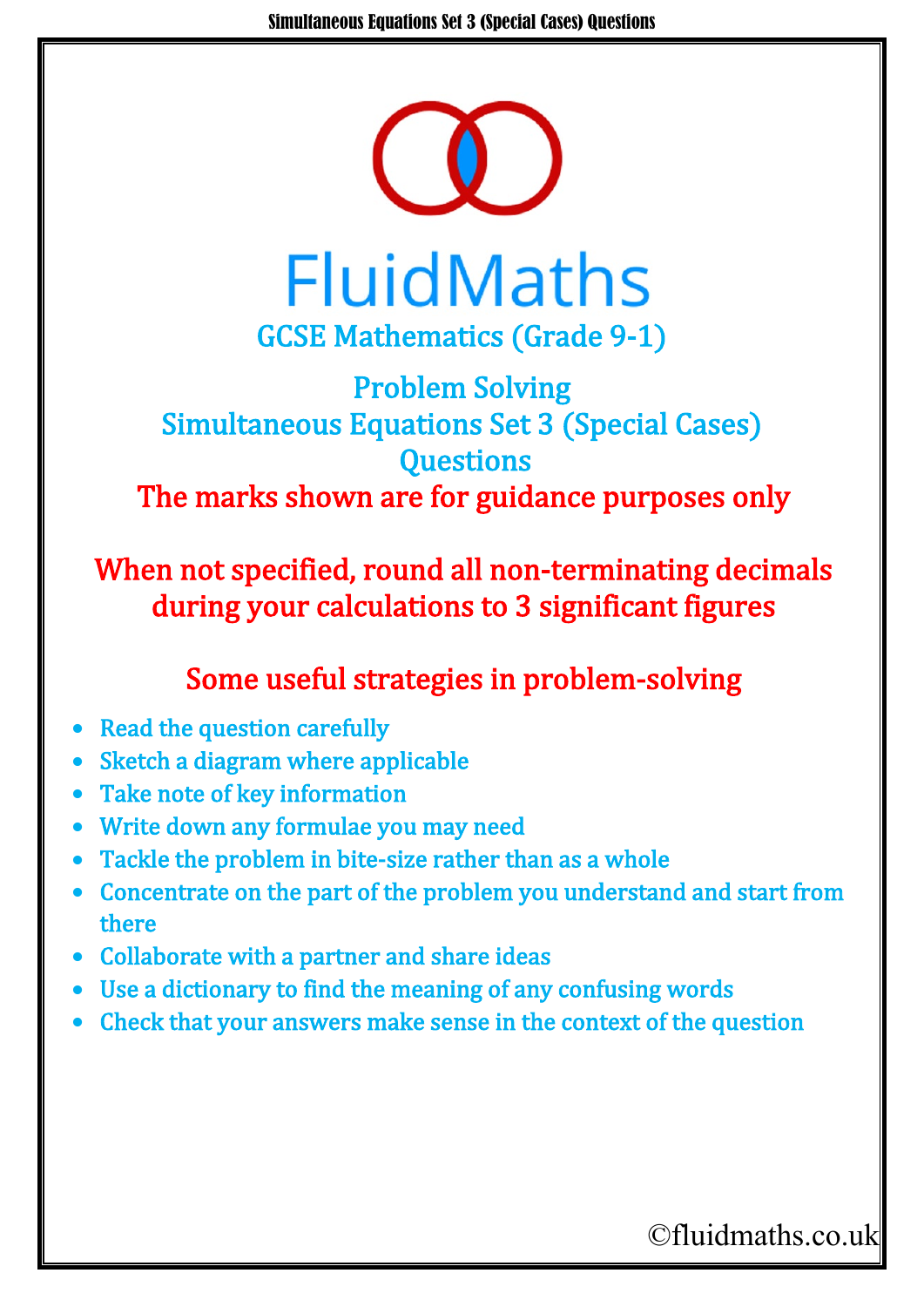# FluidMaths

## GCSE Mathematics (Grade 9-1)

## Problem Solving
## Simultaneous Equations Set 3 (Special Cases)
## Questions

**The marks shown are for guidance purposes only**

**When not specified, round all non-terminating decimals during your calculations to 3 significant figures**

### Some useful strategies in problem-solving

- Read the question carefully
- Sketch a diagram where applicable
- Take note of key information
- Write down any formulae you may need
- Tackle the problem in bite-size rather than as a whole
- Concentrate on the part of the problem you understand and start from there
- Collaborate with a partner and share ideas
- Use a dictionary to find the meaning of any confusing words
- Check that your answers make sense in the context of the question

©fluidmaths.co.uk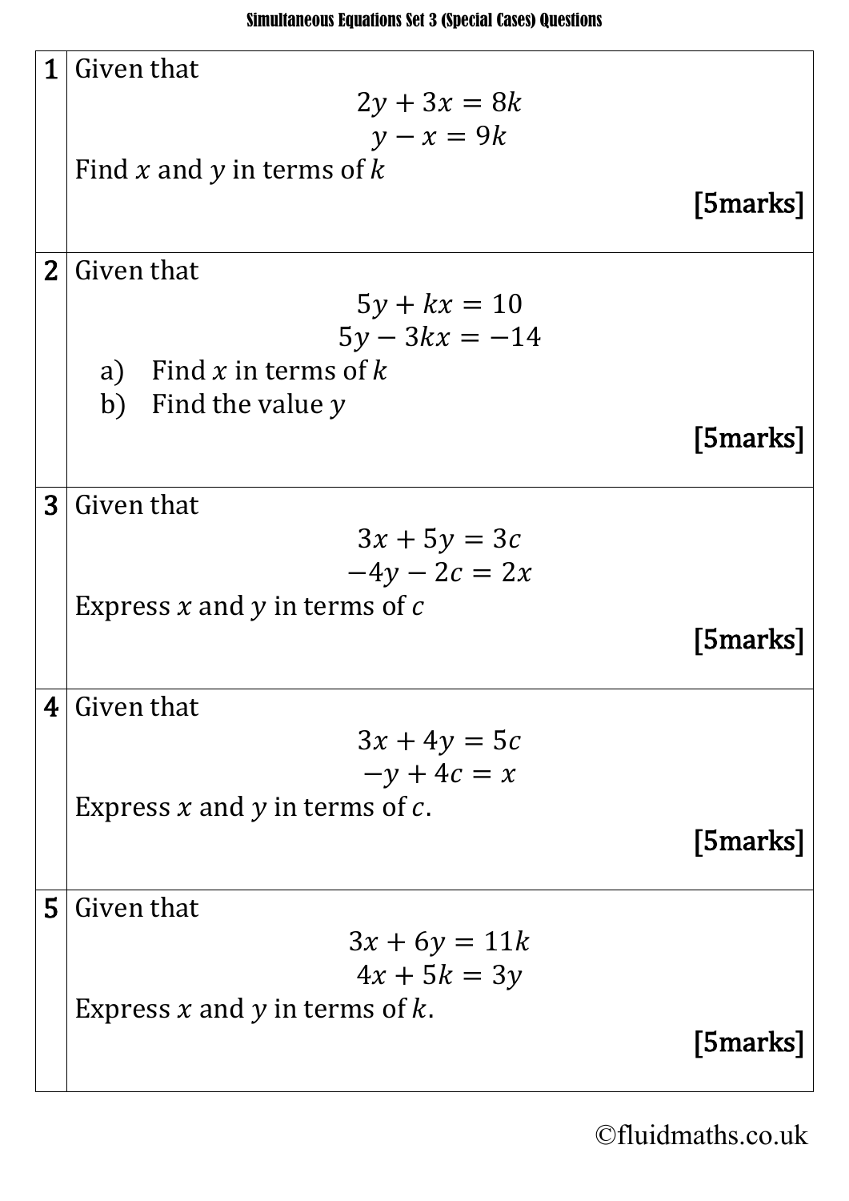# Simultaneous Equations Set 3 (Special Cases) Questions

| | |
|---|---|
| **1** | Given that $$2y + 3x = 8k$$ $$y - x = 9k$$ Find $x$ and $y$ in terms of $k$ **[5marks]** |
| **2** | Given that $$5y + kx = 10$$ $$5y - 3kx = -14$$ a) Find $x$ in terms of $k$ b) Find the value $y$ **[5marks]** |
| **3** | Given that $$3x + 5y = 3c$$ $$-4y - 2c = 2x$$ Express $x$ and $y$ in terms of $c$ **[5marks]** |
| **4** | Given that $$3x + 4y = 5c$$ $$-y + 4c = x$$ Express $x$ and $y$ in terms of $c$. **[5marks]** |
| **5** | Given that $$3x + 6y = 11k$$ $$4x + 5k = 3y$$ Express $x$ and $y$ in terms of $k$. **[5marks]** |

©fluidmaths.co.uk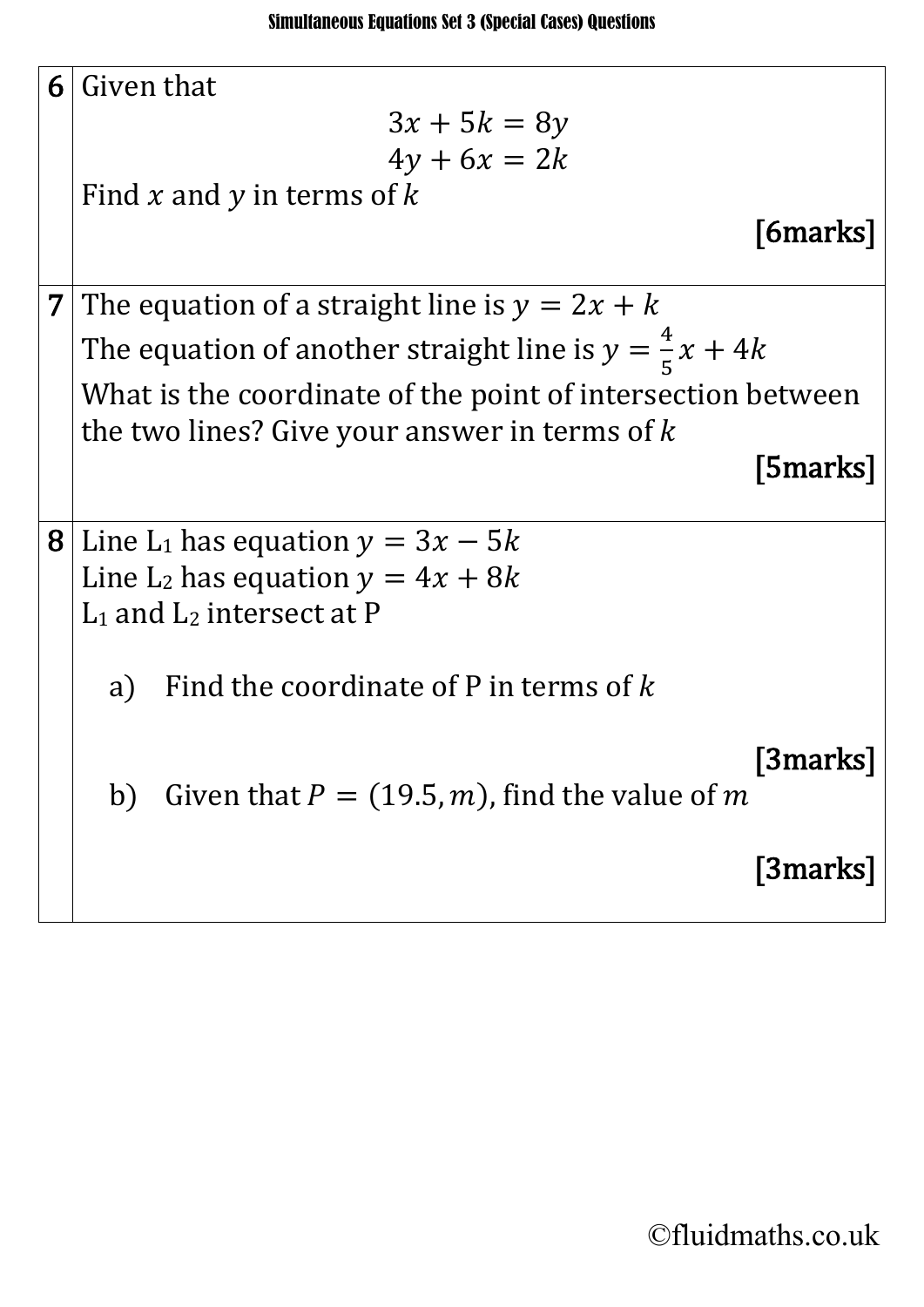| | |
|---|---|
| **6** | Given that<br>$$3x + 5k = 8y$$<br>$$4y + 6x = 2k$$<br>Find $x$ and $y$ in terms of $k$<br>**[6marks]** |
| **7** | The equation of a straight line is $y = 2x + k$<br>The equation of another straight line is $y = \frac{4}{5}x + 4k$<br>What is the coordinate of the point of intersection between the two lines? Give your answer in terms of $k$<br>**[5marks]** |
| **8** | Line $L_1$ has equation $y = 3x - 5k$<br>Line $L_2$ has equation $y = 4x + 8k$<br>$L_1$ and $L_2$ intersect at P<br><br>a) Find the coordinate of P in terms of $k$<br>**[3marks]**<br>b) Given that $P = (19.5, m)$, find the value of $m$<br>**[3marks]** |

©fluidmaths.co.uk